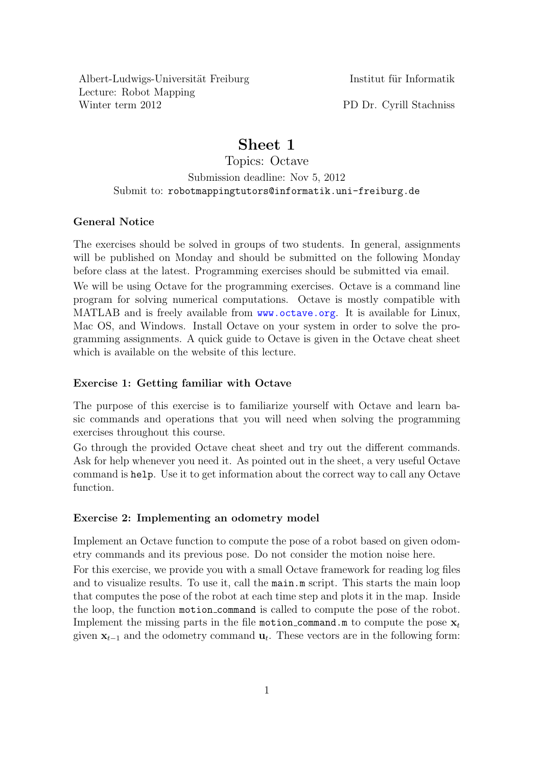Albert-Ludwigs-Universität Freiburg
Lecture: Robot Mapping
Winter term 2012

Institut für Informatik

PD Dr. Cyrill Stachniss

# Sheet 1

Topics: Octave

Submission deadline: Nov 5, 2012

Submit to: `robotmappingtutors@informatik.uni-freiburg.de`

### General Notice

The exercises should be solved in groups of two students. In general, assignments will be published on Monday and should be submitted on the following Monday before class at the latest. Programming exercises should be submitted via email.

We will be using Octave for the programming exercises. Octave is a command line program for solving numerical computations. Octave is mostly compatible with MATLAB and is freely available from www.octave.org. It is available for Linux, Mac OS, and Windows. Install Octave on your system in order to solve the programming assignments. A quick guide to Octave is given in the Octave cheat sheet which is available on the website of this lecture.

### Exercise 1: Getting familiar with Octave

The purpose of this exercise is to familiarize yourself with Octave and learn basic commands and operations that you will need when solving the programming exercises throughout this course.

Go through the provided Octave cheat sheet and try out the different commands. Ask for help whenever you need it. As pointed out in the sheet, a very useful Octave command is `help`. Use it to get information about the correct way to call any Octave function.

### Exercise 2: Implementing an odometry model

Implement an Octave function to compute the pose of a robot based on given odometry commands and its previous pose. Do not consider the motion noise here.

For this exercise, we provide you with a small Octave framework for reading log files and to visualize results. To use it, call the `main.m` script. This starts the main loop that computes the pose of the robot at each time step and plots it in the map. Inside the loop, the function `motion_command` is called to compute the pose of the robot. Implement the missing parts in the file `motion_command.m` to compute the pose $\mathbf{x}_t$ given $\mathbf{x}_{t-1}$ and the odometry command $\mathbf{u}_t$. These vectors are in the following form: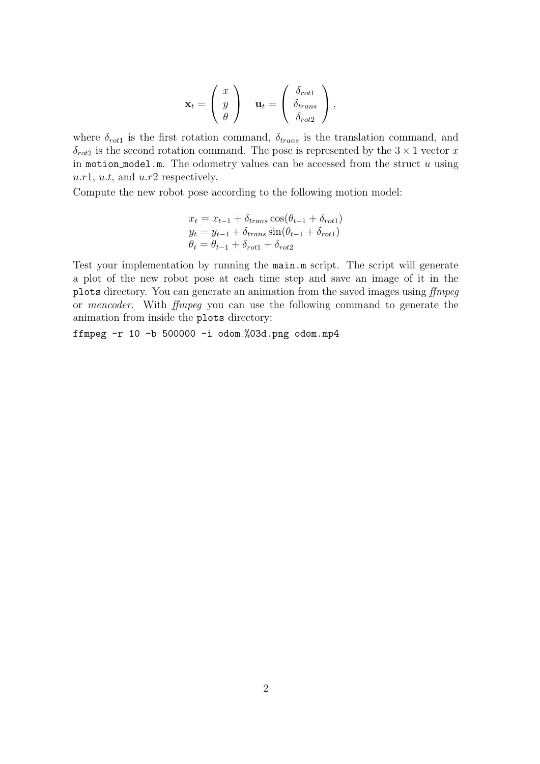$$\mathbf{x}_t = \begin{pmatrix} x \\ y \\ \theta \end{pmatrix} \quad \mathbf{u}_t = \begin{pmatrix} \delta_{rot1} \\ \delta_{trans} \\ \delta_{rot2} \end{pmatrix},$$

where $\delta_{rot1}$ is the first rotation command, $\delta_{trans}$ is the translation command, and $\delta_{rot2}$ is the second rotation command. The pose is represented by the $3 \times 1$ vector $x$ in `motion_model.m`. The odometry values can be accessed from the struct $u$ using $u.r1$, $u.t$, and $u.r2$ respectively.

Compute the new robot pose according to the following motion model:

$$\begin{aligned}
x_t &= x_{t-1} + \delta_{trans} \cos(\theta_{t-1} + \delta_{rot1}) \\
y_t &= y_{t-1} + \delta_{trans} \sin(\theta_{t-1} + \delta_{rot1}) \\
\theta_t &= \theta_{t-1} + \delta_{rot1} + \delta_{rot2}
\end{aligned}$$

Test your implementation by running the `main.m` script. The script will generate a plot of the new robot pose at each time step and save an image of it in the `plots` directory. You can generate an animation from the saved images using *ffmpeg* or *mencoder*. With *ffmpeg* you can use the following command to generate the animation from inside the `plots` directory:

```
ffmpeg -r 10 -b 500000 -i odom_%03d.png odom.mp4
```